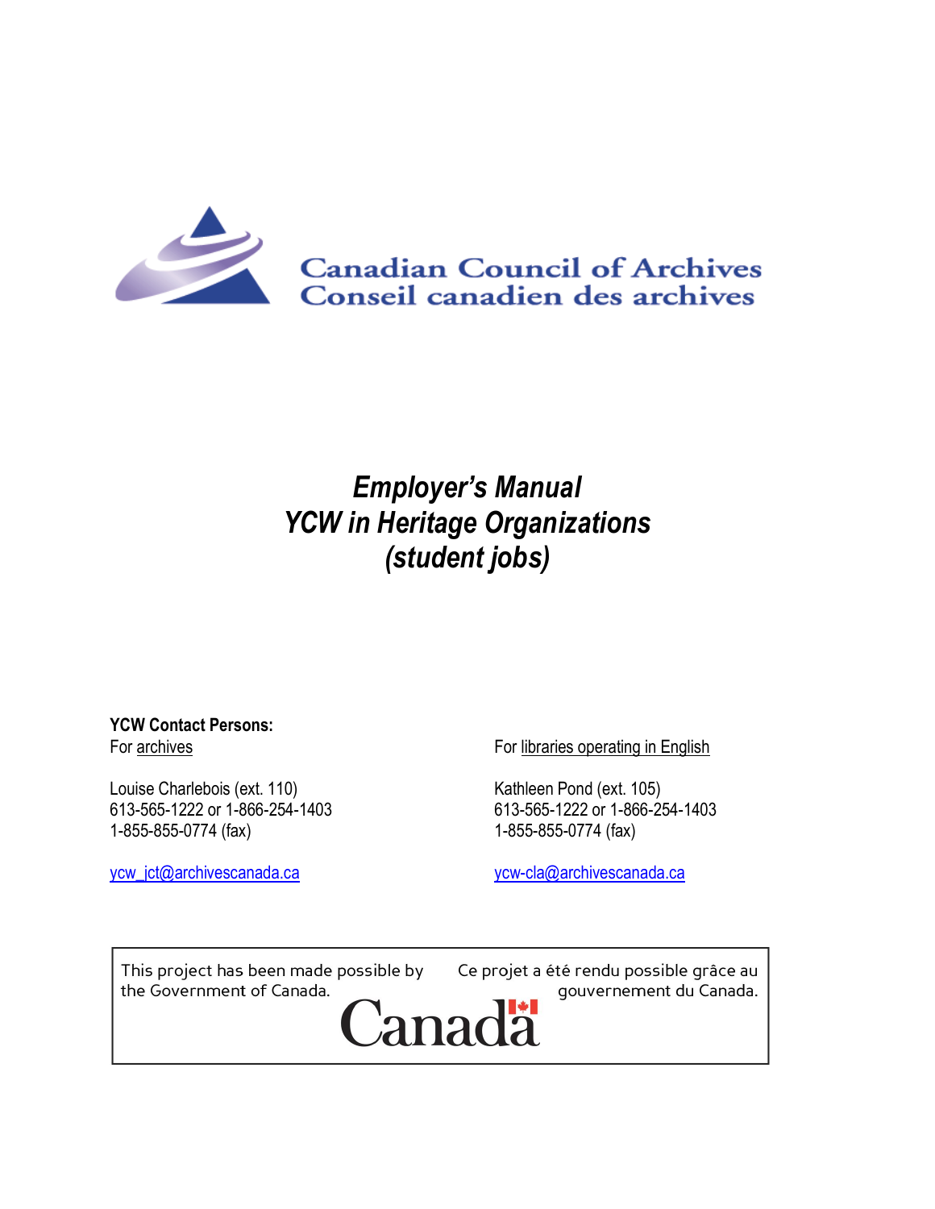Canadian Council of Archives
Conseil canadien des archives

# *Employer's Manual YCW in Heritage Organizations (student jobs)*

**YCW Contact Persons:**

For archives

Louise Charlebois (ext. 110)
613-565-1222 or 1-866-254-1403
1-855-855-0774 (fax)

ycw_jct@archivescanada.ca

For libraries operating in English

Kathleen Pond (ext. 105)
613-565-1222 or 1-866-254-1403
1-855-855-0774 (fax)

ycw-cla@archivescanada.ca

This project has been made possible by the Government of Canada.

Ce projet a été rendu possible grâce au gouvernement du Canada.

Canada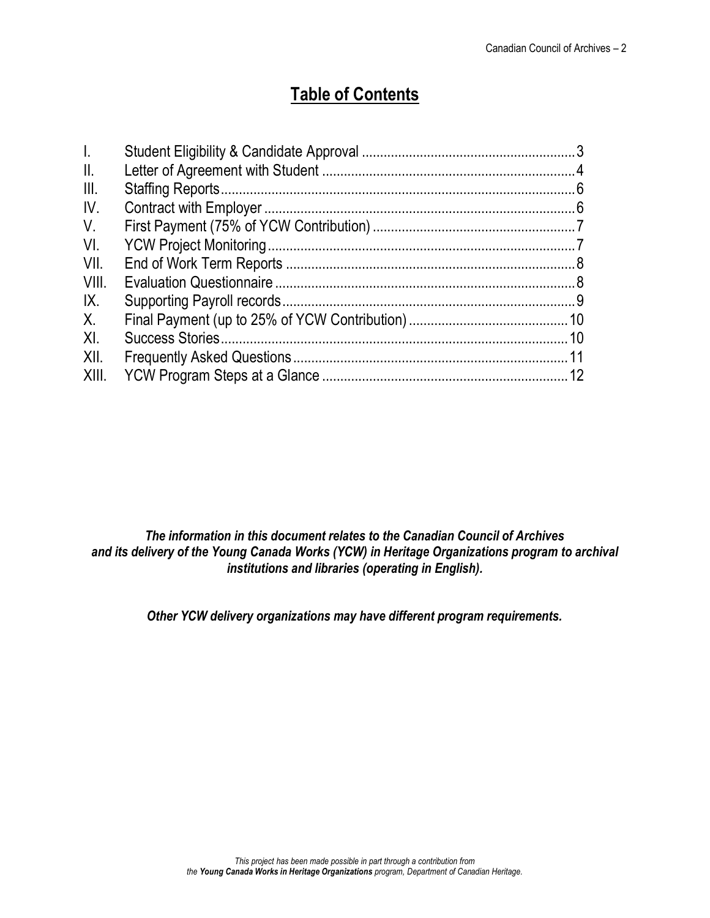# Table of Contents

| | | |
|---|---|---|
| I. | Student Eligibility & Candidate Approval | 3 |
| II. | Letter of Agreement with Student | 4 |
| III. | Staffing Reports | 6 |
| IV. | Contract with Employer | 6 |
| V. | First Payment (75% of YCW Contribution) | 7 |
| VI. | YCW Project Monitoring | 7 |
| VII. | End of Work Term Reports | 8 |
| VIII. | Evaluation Questionnaire | 8 |
| IX. | Supporting Payroll records | 9 |
| X. | Final Payment (up to 25% of YCW Contribution) | 10 |
| XI. | Success Stories | 10 |
| XII. | Frequently Asked Questions | 11 |
| XIII. | YCW Program Steps at a Glance | 12 |

***The information in this document relates to the Canadian Council of Archives and its delivery of the Young Canada Works (YCW) in Heritage Organizations program to archival institutions and libraries (operating in English).***

***Other YCW delivery organizations may have different program requirements.***

*This project has been made possible in part through a contribution from the **Young Canada Works in Heritage Organizations** program, Department of Canadian Heritage.*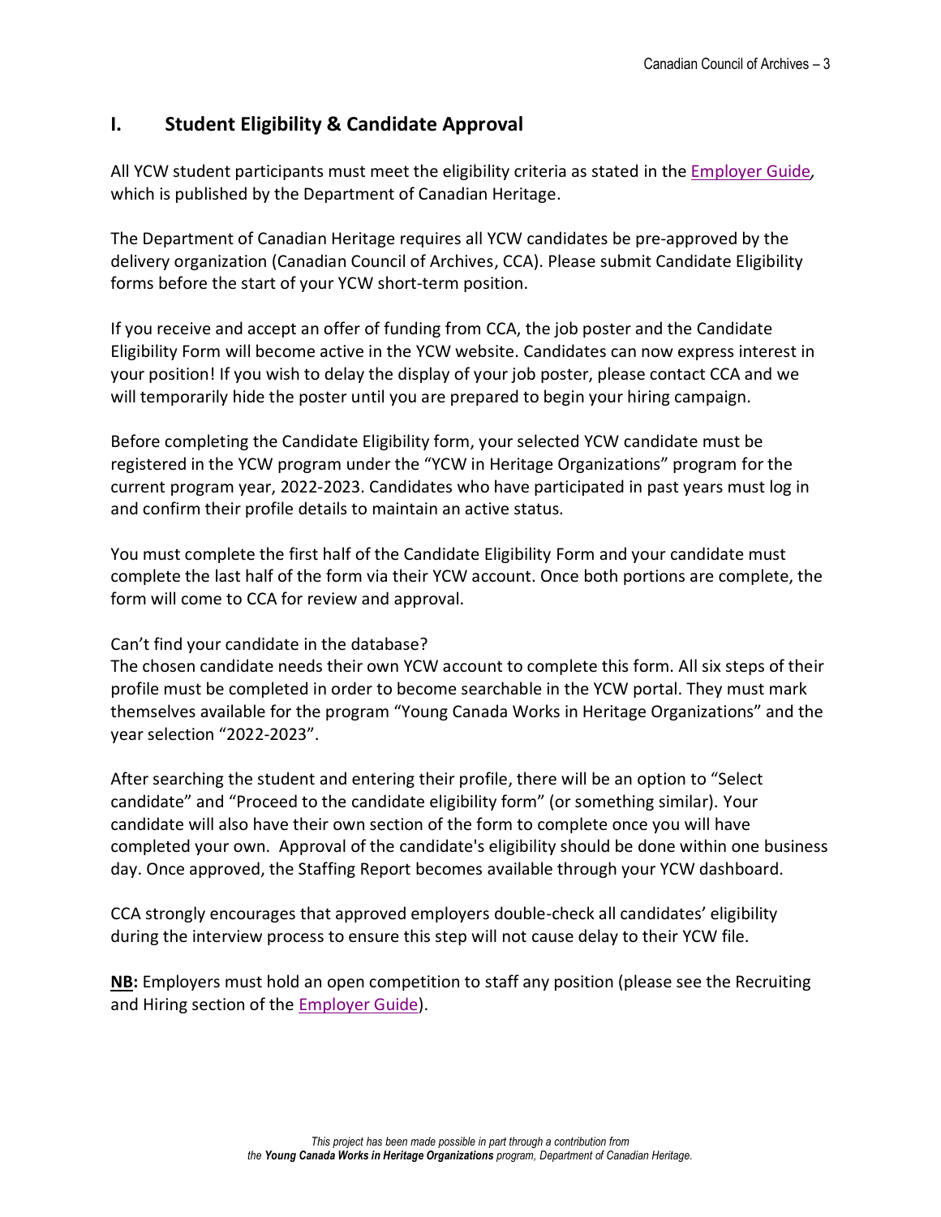## I. Student Eligibility & Candidate Approval

All YCW student participants must meet the eligibility criteria as stated in the [Employer Guide](), which is published by the Department of Canadian Heritage.

The Department of Canadian Heritage requires all YCW candidates be pre-approved by the delivery organization (Canadian Council of Archives, CCA). Please submit Candidate Eligibility forms before the start of your YCW short-term position.

If you receive and accept an offer of funding from CCA, the job poster and the Candidate Eligibility Form will become active in the YCW website. Candidates can now express interest in your position! If you wish to delay the display of your job poster, please contact CCA and we will temporarily hide the poster until you are prepared to begin your hiring campaign.

Before completing the Candidate Eligibility form, your selected YCW candidate must be registered in the YCW program under the "YCW in Heritage Organizations" program for the current program year, 2022-2023. Candidates who have participated in past years must log in and confirm their profile details to maintain an active status.

You must complete the first half of the Candidate Eligibility Form and your candidate must complete the last half of the form via their YCW account. Once both portions are complete, the form will come to CCA for review and approval.

Can't find your candidate in the database?
The chosen candidate needs their own YCW account to complete this form. All six steps of their profile must be completed in order to become searchable in the YCW portal. They must mark themselves available for the program "Young Canada Works in Heritage Organizations" and the year selection "2022-2023".

After searching the student and entering their profile, there will be an option to "Select candidate" and "Proceed to the candidate eligibility form" (or something similar). Your candidate will also have their own section of the form to complete once you will have completed your own. Approval of the candidate's eligibility should be done within one business day. Once approved, the Staffing Report becomes available through your YCW dashboard.

CCA strongly encourages that approved employers double-check all candidates' eligibility during the interview process to ensure this step will not cause delay to their YCW file.

**NB:** Employers must hold an open competition to staff any position (please see the Recruiting and Hiring section of the [Employer Guide]()).

*This project has been made possible in part through a contribution from the* ***Young Canada Works in Heritage Organizations*** *program, Department of Canadian Heritage.*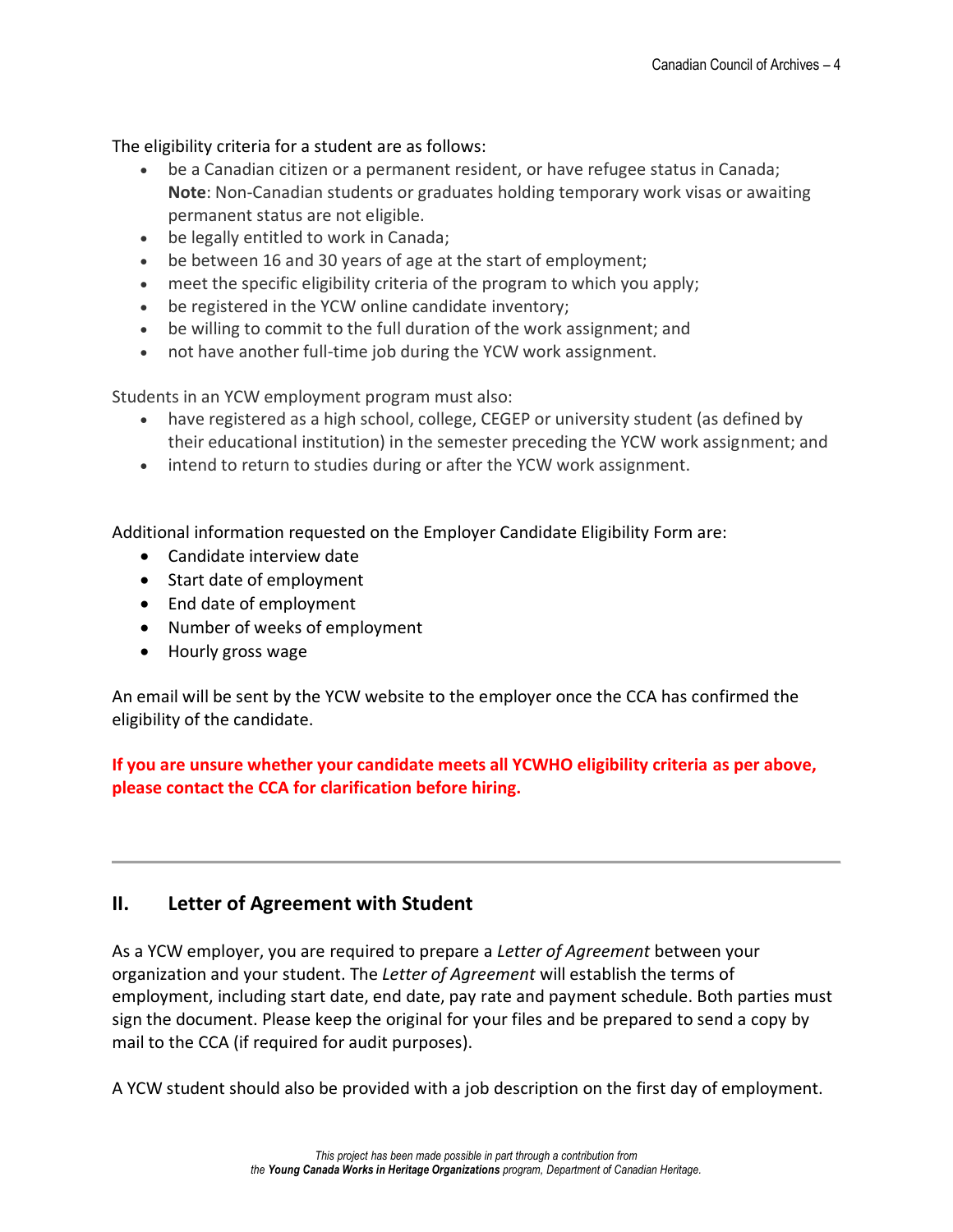The eligibility criteria for a student are as follows:

- be a Canadian citizen or a permanent resident, or have refugee status in Canada; **Note**: Non-Canadian students or graduates holding temporary work visas or awaiting permanent status are not eligible.
- be legally entitled to work in Canada;
- be between 16 and 30 years of age at the start of employment;
- meet the specific eligibility criteria of the program to which you apply;
- be registered in the YCW online candidate inventory;
- be willing to commit to the full duration of the work assignment; and
- not have another full-time job during the YCW work assignment.

Students in an YCW employment program must also:

- have registered as a high school, college, CEGEP or university student (as defined by their educational institution) in the semester preceding the YCW work assignment; and
- intend to return to studies during or after the YCW work assignment.

Additional information requested on the Employer Candidate Eligibility Form are:

- Candidate interview date
- Start date of employment
- End date of employment
- Number of weeks of employment
- Hourly gross wage

An email will be sent by the YCW website to the employer once the CCA has confirmed the eligibility of the candidate.

**If you are unsure whether your candidate meets all YCWHO eligibility criteria as per above, please contact the CCA for clarification before hiring.**

---

## II. Letter of Agreement with Student

As a YCW employer, you are required to prepare a *Letter of Agreement* between your organization and your student. The *Letter of Agreement* will establish the terms of employment, including start date, end date, pay rate and payment schedule. Both parties must sign the document. Please keep the original for your files and be prepared to send a copy by mail to the CCA (if required for audit purposes).

A YCW student should also be provided with a job description on the first day of employment.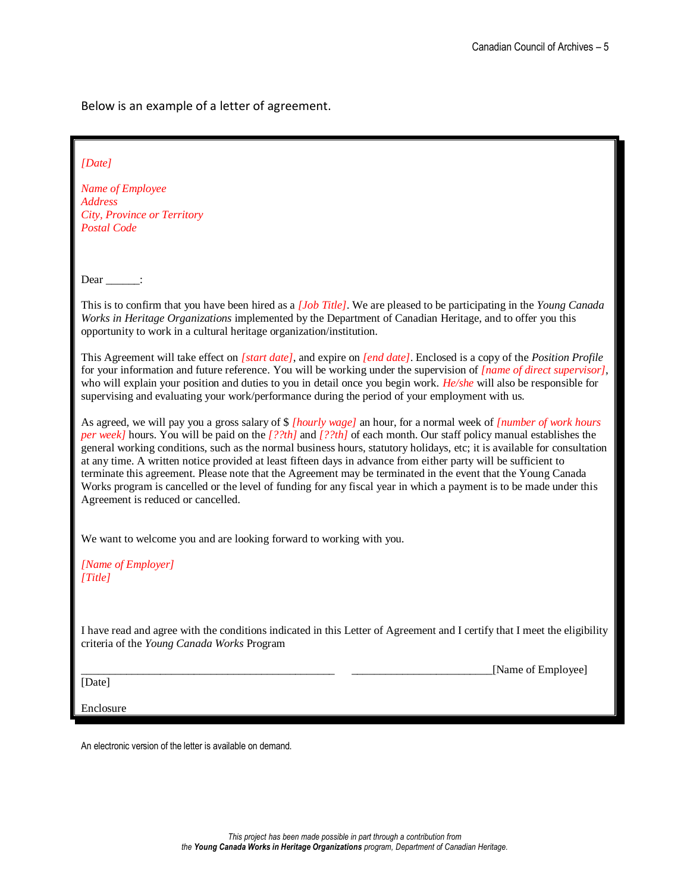Below is an example of a letter of agreement.

*[Date]*

*Name of Employee*
*Address*
*City, Province or Territory*
*Postal Code*

Dear ______:

This is to confirm that you have been hired as a *[Job Title]*. We are pleased to be participating in the *Young Canada Works in Heritage Organizations* implemented by the Department of Canadian Heritage, and to offer you this opportunity to work in a cultural heritage organization/institution.

This Agreement will take effect on *[start date]*, and expire on *[end date]*. Enclosed is a copy of the *Position Profile* for your information and future reference. You will be working under the supervision of *[name of direct supervisor]*, who will explain your position and duties to you in detail once you begin work. *He/she* will also be responsible for supervising and evaluating your work/performance during the period of your employment with us.

As agreed, we will pay you a gross salary of $ *[hourly wage]* an hour, for a normal week of *[number of work hours per week]* hours. You will be paid on the *[??th]* and *[??th]* of each month. Our staff policy manual establishes the general working conditions, such as the normal business hours, statutory holidays, etc; it is available for consultation at any time. A written notice provided at least fifteen days in advance from either party will be sufficient to terminate this agreement. Please note that the Agreement may be terminated in the event that the Young Canada Works program is cancelled or the level of funding for any fiscal year in which a payment is to be made under this Agreement is reduced or cancelled.

We want to welcome you and are looking forward to working with you.

*[Name of Employer]*
*[Title]*

I have read and agree with the conditions indicated in this Letter of Agreement and I certify that I meet the eligibility criteria of the *Young Canada Works* Program

_____________________________________________ _________________________[Name of Employee]
[Date]

Enclosure

An electronic version of the letter is available on demand.

*This project has been made possible in part through a contribution from the* ***Young Canada Works in Heritage Organizations*** *program, Department of Canadian Heritage.*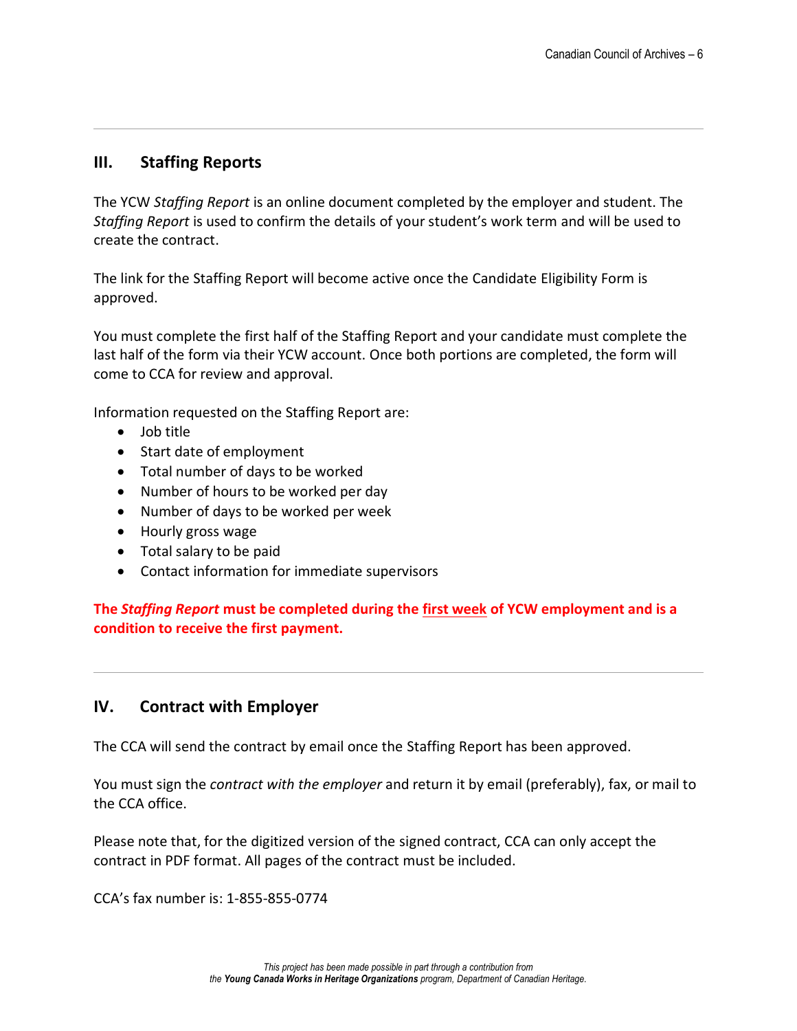## III. Staffing Reports

The YCW *Staffing Report* is an online document completed by the employer and student. The *Staffing Report* is used to confirm the details of your student's work term and will be used to create the contract.

The link for the Staffing Report will become active once the Candidate Eligibility Form is approved.

You must complete the first half of the Staffing Report and your candidate must complete the last half of the form via their YCW account. Once both portions are completed, the form will come to CCA for review and approval.

Information requested on the Staffing Report are:

- Job title
- Start date of employment
- Total number of days to be worked
- Number of hours to be worked per day
- Number of days to be worked per week
- Hourly gross wage
- Total salary to be paid
- Contact information for immediate supervisors

**The *Staffing Report* must be completed during the first week of YCW employment and is a condition to receive the first payment.**

---

## IV. Contract with Employer

The CCA will send the contract by email once the Staffing Report has been approved.

You must sign the *contract with the employer* and return it by email (preferably), fax, or mail to the CCA office.

Please note that, for the digitized version of the signed contract, CCA can only accept the contract in PDF format. All pages of the contract must be included.

CCA's fax number is: 1-855-855-0774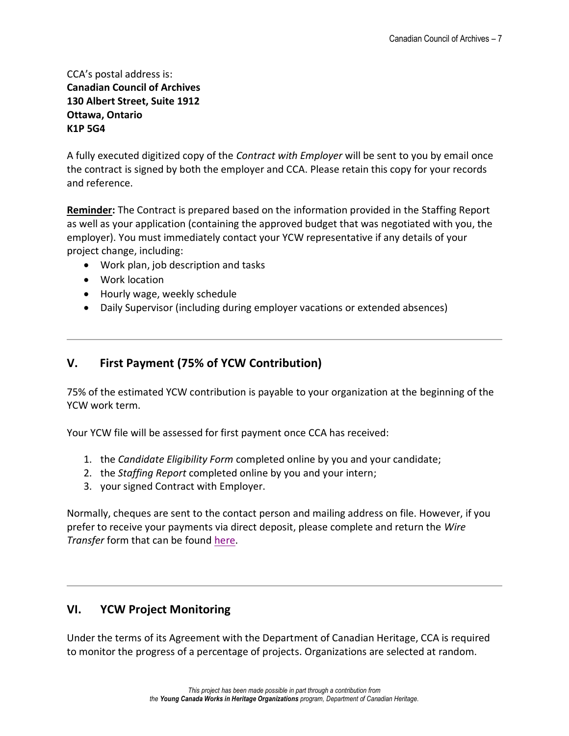CCA's postal address is:
**Canadian Council of Archives**
**130 Albert Street, Suite 1912**
**Ottawa, Ontario**
**K1P 5G4**

A fully executed digitized copy of the *Contract with Employer* will be sent to you by email once the contract is signed by both the employer and CCA. Please retain this copy for your records and reference.

**Reminder:** The Contract is prepared based on the information provided in the Staffing Report as well as your application (containing the approved budget that was negotiated with you, the employer). You must immediately contact your YCW representative if any details of your project change, including:

- Work plan, job description and tasks
- Work location
- Hourly wage, weekly schedule
- Daily Supervisor (including during employer vacations or extended absences)

---

## V. First Payment (75% of YCW Contribution)

75% of the estimated YCW contribution is payable to your organization at the beginning of the YCW work term.

Your YCW file will be assessed for first payment once CCA has received:

1. the *Candidate Eligibility Form* completed online by you and your candidate;
2. the *Staffing Report* completed online by you and your intern;
3. your signed Contract with Employer.

Normally, cheques are sent to the contact person and mailing address on file. However, if you prefer to receive your payments via direct deposit, please complete and return the *Wire Transfer* form that can be found here.

---

## VI. YCW Project Monitoring

Under the terms of its Agreement with the Department of Canadian Heritage, CCA is required to monitor the progress of a percentage of projects. Organizations are selected at random.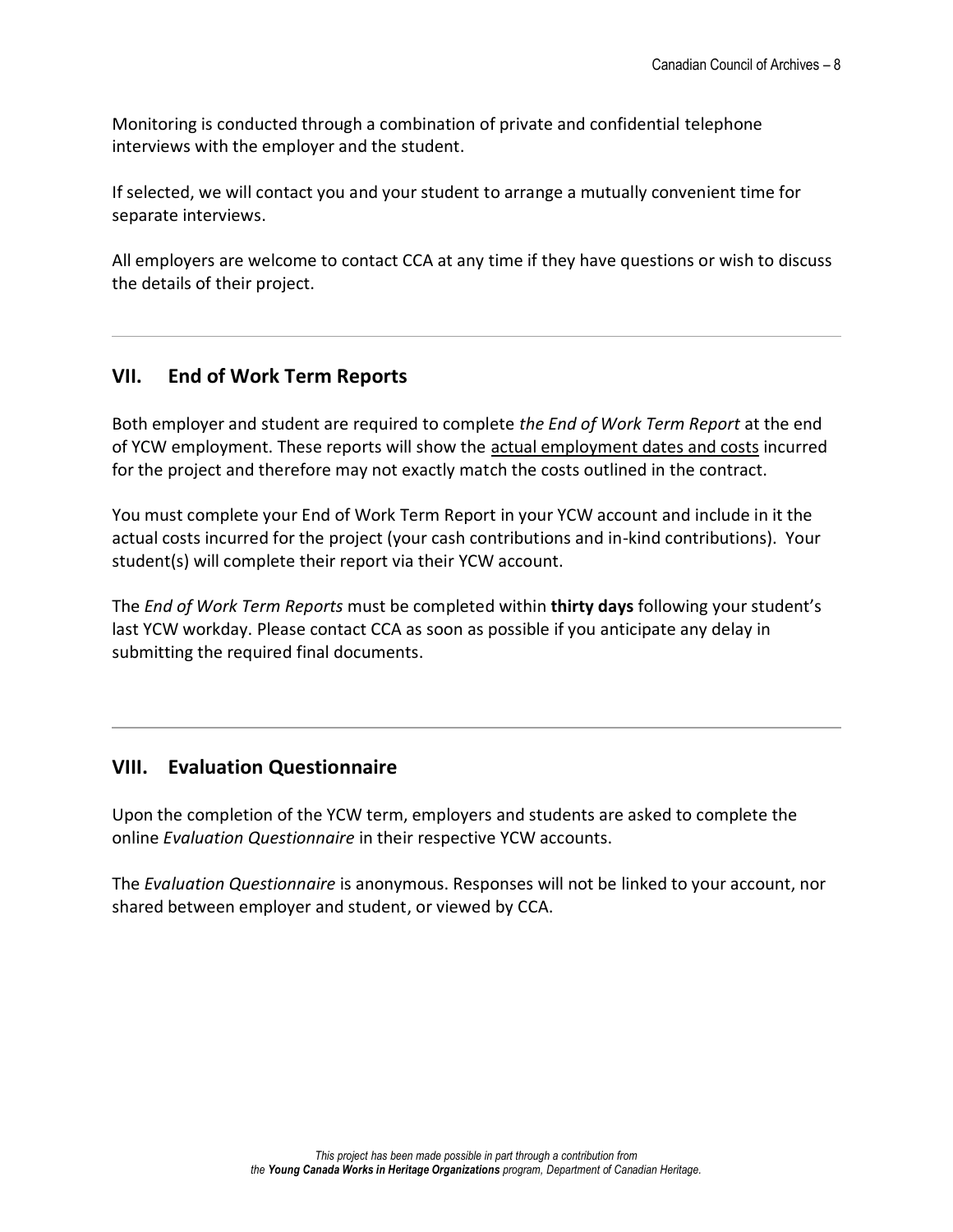Monitoring is conducted through a combination of private and confidential telephone interviews with the employer and the student.

If selected, we will contact you and your student to arrange a mutually convenient time for separate interviews.

All employers are welcome to contact CCA at any time if they have questions or wish to discuss the details of their project.

---

## VII. End of Work Term Reports

Both employer and student are required to complete *the End of Work Term Report* at the end of YCW employment. These reports will show the actual employment dates and costs incurred for the project and therefore may not exactly match the costs outlined in the contract.

You must complete your End of Work Term Report in your YCW account and include in it the actual costs incurred for the project (your cash contributions and in-kind contributions). Your student(s) will complete their report via their YCW account.

The *End of Work Term Reports* must be completed within **thirty days** following your student's last YCW workday. Please contact CCA as soon as possible if you anticipate any delay in submitting the required final documents.

---

## VIII. Evaluation Questionnaire

Upon the completion of the YCW term, employers and students are asked to complete the online *Evaluation Questionnaire* in their respective YCW accounts.

The *Evaluation Questionnaire* is anonymous. Responses will not be linked to your account, nor shared between employer and student, or viewed by CCA.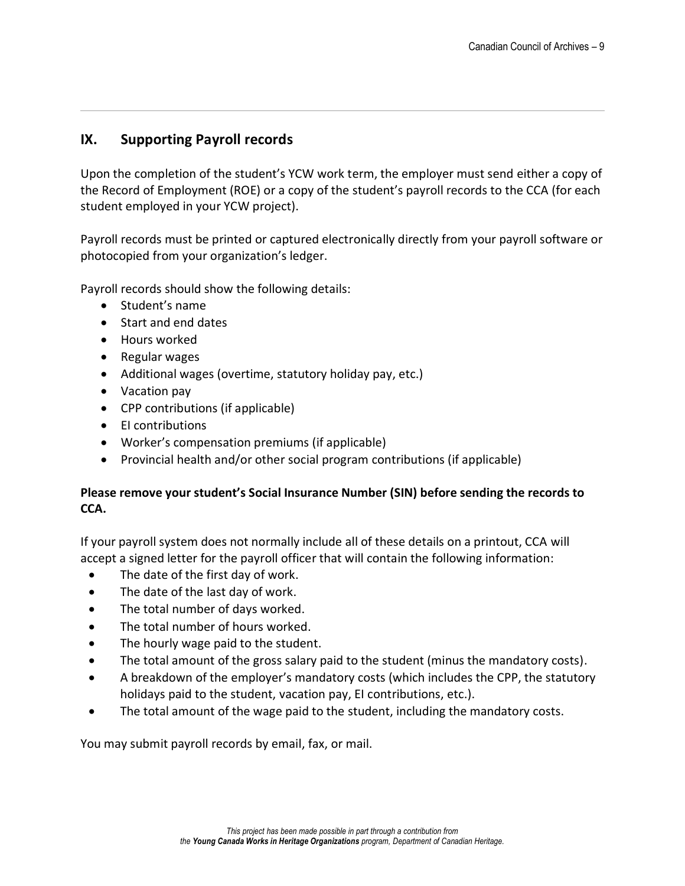## IX. Supporting Payroll records

Upon the completion of the student's YCW work term, the employer must send either a copy of the Record of Employment (ROE) or a copy of the student's payroll records to the CCA (for each student employed in your YCW project).

Payroll records must be printed or captured electronically directly from your payroll software or photocopied from your organization's ledger.

Payroll records should show the following details:

- Student's name
- Start and end dates
- Hours worked
- Regular wages
- Additional wages (overtime, statutory holiday pay, etc.)
- Vacation pay
- CPP contributions (if applicable)
- EI contributions
- Worker's compensation premiums (if applicable)
- Provincial health and/or other social program contributions (if applicable)

**Please remove your student's Social Insurance Number (SIN) before sending the records to CCA.**

If your payroll system does not normally include all of these details on a printout, CCA will accept a signed letter for the payroll officer that will contain the following information:

- The date of the first day of work.
- The date of the last day of work.
- The total number of days worked.
- The total number of hours worked.
- The hourly wage paid to the student.
- The total amount of the gross salary paid to the student (minus the mandatory costs).
- A breakdown of the employer's mandatory costs (which includes the CPP, the statutory holidays paid to the student, vacation pay, EI contributions, etc.).
- The total amount of the wage paid to the student, including the mandatory costs.

You may submit payroll records by email, fax, or mail.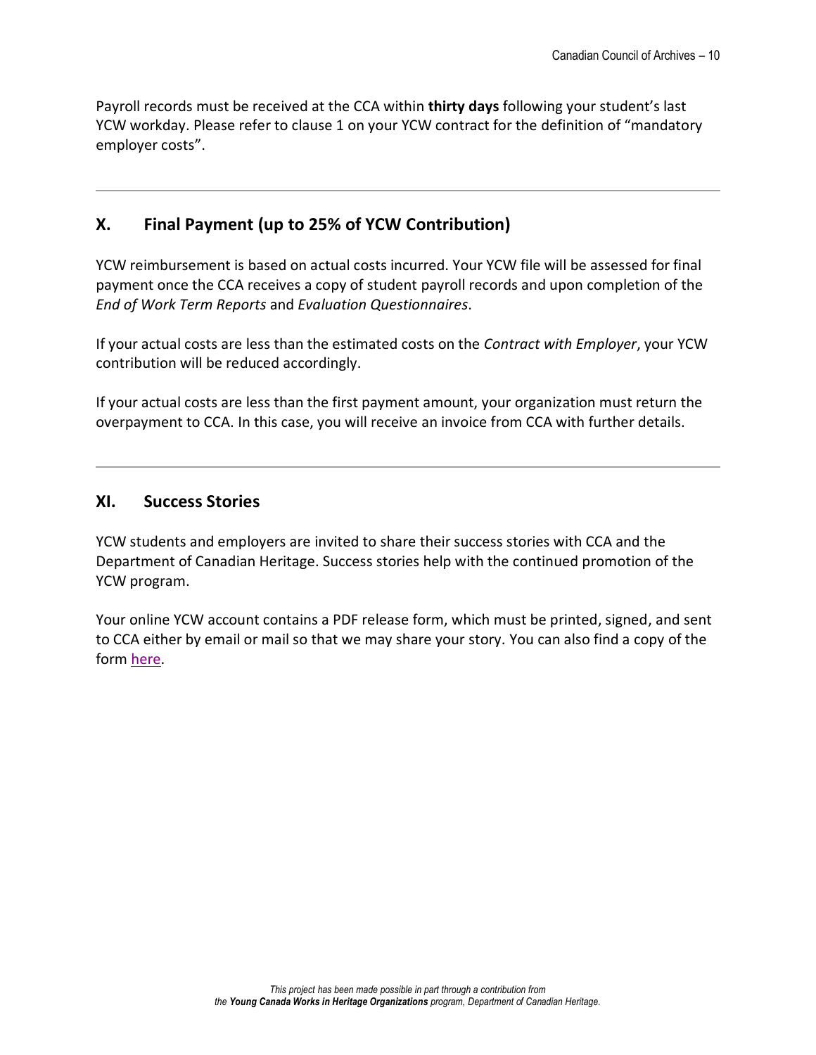Payroll records must be received at the CCA within **thirty days** following your student's last YCW workday. Please refer to clause 1 on your YCW contract for the definition of "mandatory employer costs".

---

## X. Final Payment (up to 25% of YCW Contribution)

YCW reimbursement is based on actual costs incurred. Your YCW file will be assessed for final payment once the CCA receives a copy of student payroll records and upon completion of the *End of Work Term Reports* and *Evaluation Questionnaires*.

If your actual costs are less than the estimated costs on the *Contract with Employer*, your YCW contribution will be reduced accordingly.

If your actual costs are less than the first payment amount, your organization must return the overpayment to CCA. In this case, you will receive an invoice from CCA with further details.

---

## XI. Success Stories

YCW students and employers are invited to share their success stories with CCA and the Department of Canadian Heritage. Success stories help with the continued promotion of the YCW program.

Your online YCW account contains a PDF release form, which must be printed, signed, and sent to CCA either by email or mail so that we may share your story. You can also find a copy of the form here.

*This project has been made possible in part through a contribution from the **Young Canada Works in Heritage Organizations** program, Department of Canadian Heritage.*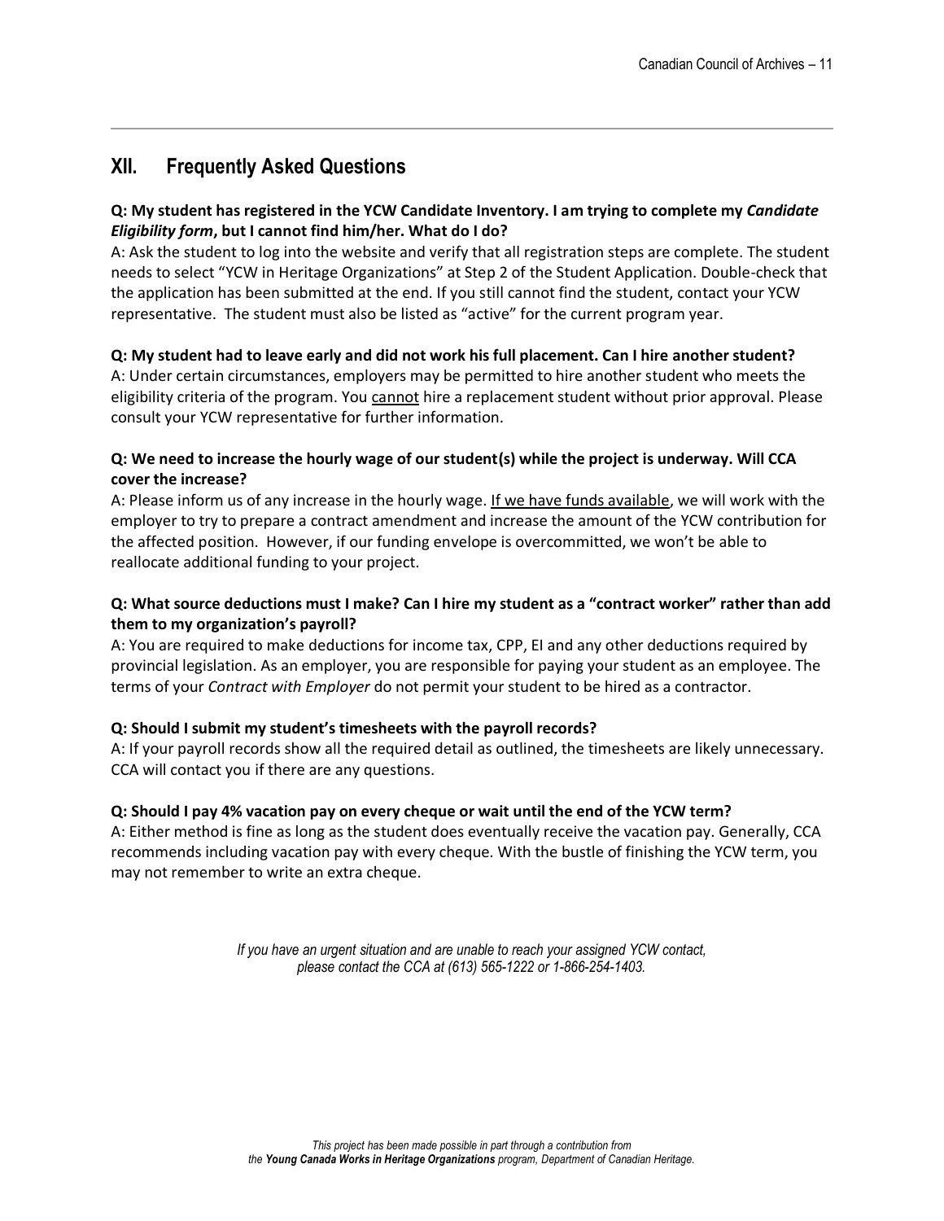## XII. Frequently Asked Questions

**Q: My student has registered in the YCW Candidate Inventory. I am trying to complete my *Candidate Eligibility form*, but I cannot find him/her. What do I do?**
A: Ask the student to log into the website and verify that all registration steps are complete. The student needs to select "YCW in Heritage Organizations" at Step 2 of the Student Application. Double-check that the application has been submitted at the end. If you still cannot find the student, contact your YCW representative. The student must also be listed as "active" for the current program year.

**Q: My student had to leave early and did not work his full placement. Can I hire another student?**
A: Under certain circumstances, employers may be permitted to hire another student who meets the eligibility criteria of the program. You <u>cannot</u> hire a replacement student without prior approval. Please consult your YCW representative for further information.

**Q: We need to increase the hourly wage of our student(s) while the project is underway. Will CCA cover the increase?**
A: Please inform us of any increase in the hourly wage. <u>If we have funds available</u>, we will work with the employer to try to prepare a contract amendment and increase the amount of the YCW contribution for the affected position. However, if our funding envelope is overcommitted, we won't be able to reallocate additional funding to your project.

**Q: What source deductions must I make? Can I hire my student as a "contract worker" rather than add them to my organization's payroll?**
A: You are required to make deductions for income tax, CPP, EI and any other deductions required by provincial legislation. As an employer, you are responsible for paying your student as an employee. The terms of your *Contract with Employer* do not permit your student to be hired as a contractor.

**Q: Should I submit my student's timesheets with the payroll records?**
A: If your payroll records show all the required detail as outlined, the timesheets are likely unnecessary. CCA will contact you if there are any questions.

**Q: Should I pay 4% vacation pay on every cheque or wait until the end of the YCW term?**
A: Either method is fine as long as the student does eventually receive the vacation pay. Generally, CCA recommends including vacation pay with every cheque. With the bustle of finishing the YCW term, you may not remember to write an extra cheque.

*If you have an urgent situation and are unable to reach your assigned YCW contact, please contact the CCA at (613) 565-1222 or 1-866-254-1403.*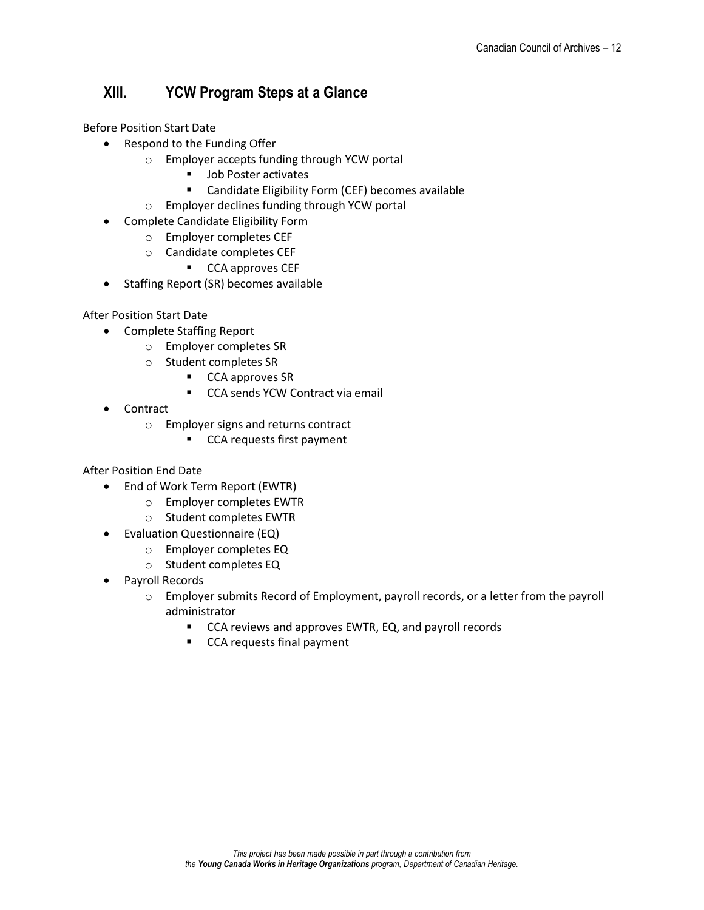## XIII. YCW Program Steps at a Glance

Before Position Start Date

- Respond to the Funding Offer
  - Employer accepts funding through YCW portal
    - Job Poster activates
    - Candidate Eligibility Form (CEF) becomes available
  - Employer declines funding through YCW portal
- Complete Candidate Eligibility Form
  - Employer completes CEF
  - Candidate completes CEF
    - CCA approves CEF
- Staffing Report (SR) becomes available

After Position Start Date

- Complete Staffing Report
  - Employer completes SR
  - Student completes SR
    - CCA approves SR
    - CCA sends YCW Contract via email
- Contract
  - Employer signs and returns contract
    - CCA requests first payment

After Position End Date

- End of Work Term Report (EWTR)
  - Employer completes EWTR
  - Student completes EWTR
- Evaluation Questionnaire (EQ)
  - Employer completes EQ
  - Student completes EQ
- Payroll Records
  - Employer submits Record of Employment, payroll records, or a letter from the payroll administrator
    - CCA reviews and approves EWTR, EQ, and payroll records
    - CCA requests final payment

*This project has been made possible in part through a contribution from the **Young Canada Works in Heritage Organizations** program, Department of Canadian Heritage.*